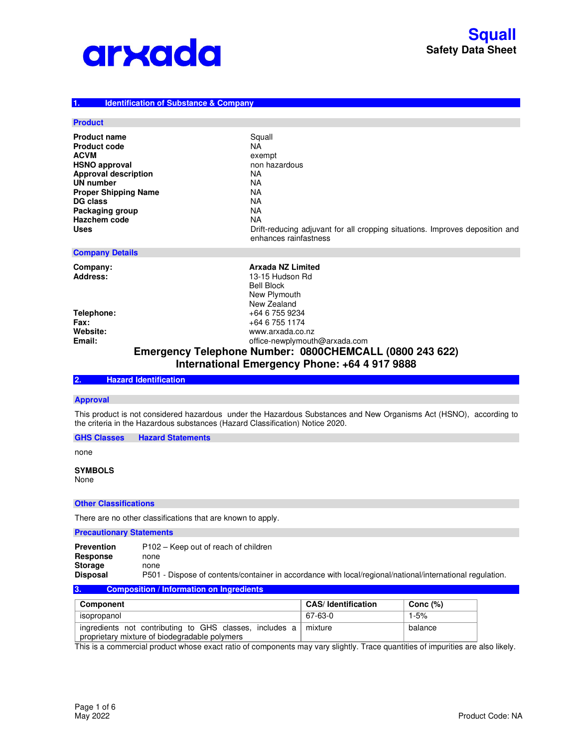# Squall

## Safety Data Sheet

## 1. Identification of Substance & Company

### Product

| | |
|---|---|
| **Product name** | Squall |
| **Product code** | NA |
| **ACVM** | exempt |
| **HSNO approval** | non hazardous |
| **Approval description** | NA |
| **UN number** | NA |
| **Proper Shipping Name** | NA |
| **DG class** | NA |
| **Packaging group** | NA |
| **Hazchem code** | NA |
| **Uses** | Drift-reducing adjuvant for all cropping situations. Improves deposition and enhances rainfastness |

### Company Details

| | |
|---|---|
| **Company:** | **Arxada NZ Limited** |
| **Address:** | 13-15 Hudson Rd<br>Bell Block<br>New Plymouth<br>New Zealand |
| **Telephone:** | +64 6 755 9234 |
| **Fax:** | +64 6 755 1174 |
| **Website:** | www.arxada.co.nz |
| **Email:** | office-newplymouth@arxada.com |

**Emergency Telephone Number: 0800CHEMCALL (0800 243 622)**

**International Emergency Phone: +64 4 917 9888**

## 2. Hazard Identification

### Approval

This product is not considered hazardous under the Hazardous Substances and New Organisms Act (HSNO), according to the criteria in the Hazardous substances (Hazard Classification) Notice 2020.

### GHS Classes Hazard Statements

none

**SYMBOLS**

None

### Other Classifications

There are no other classifications that are known to apply.

### Precautionary Statements

| | |
|---|---|
| **Prevention** | P102 – Keep out of reach of children |
| **Response** | none |
| **Storage** | none |
| **Disposal** | P501 - Dispose of contents/container in accordance with local/regional/national/international regulation. |

## 3. Composition / Information on Ingredients

| Component | CAS/ Identification | Conc (%) |
|---|---|---|
| isopropanol | 67-63-0 | 1-5% |
| ingredients not contributing to GHS classes, includes a proprietary mixture of biodegradable polymers | mixture | balance |

This is a commercial product whose exact ratio of components may vary slightly. Trace quantities of impurities are also likely.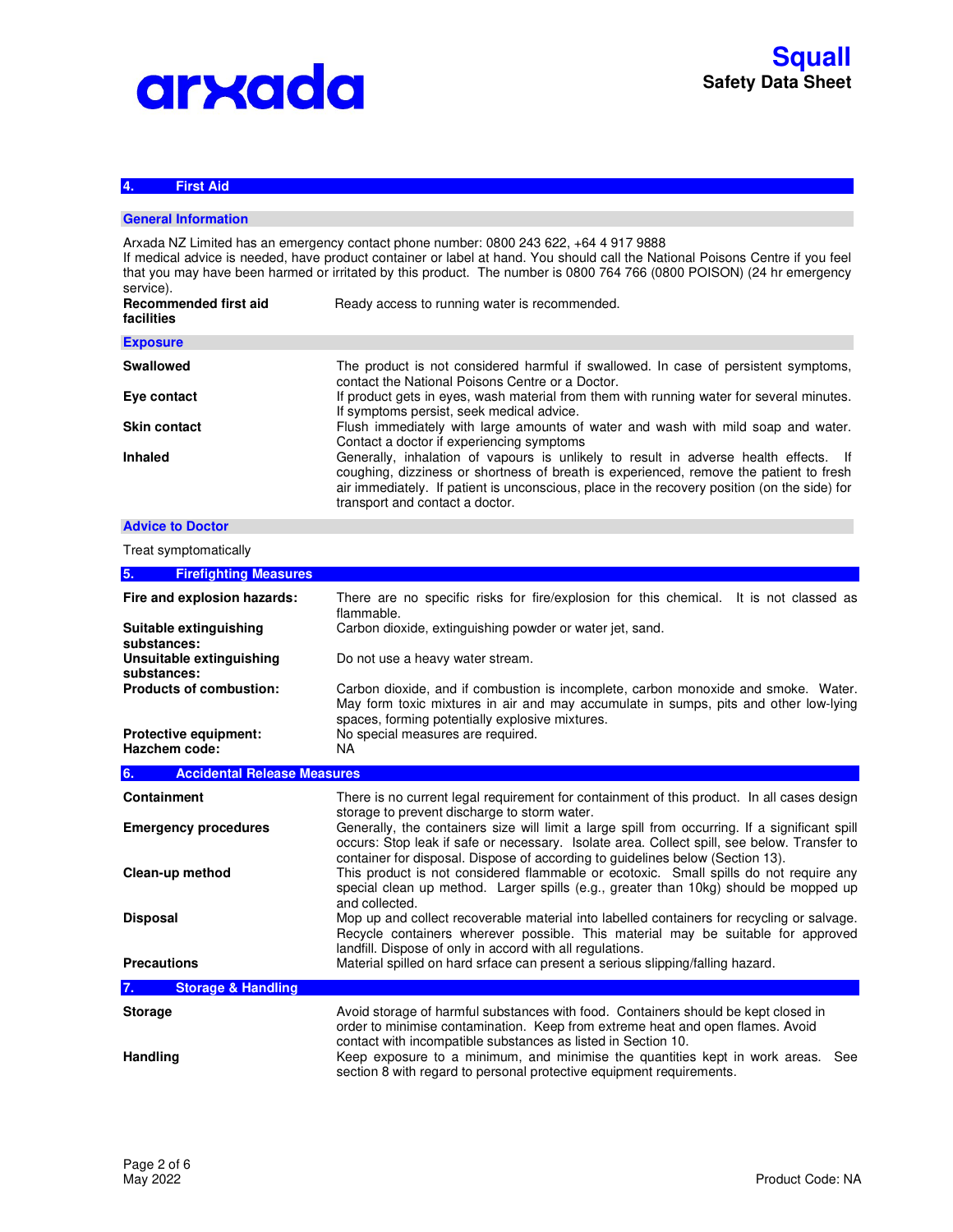## 4. First Aid

### General Information

Arxada NZ Limited has an emergency contact phone number: 0800 243 622, +64 4 917 9888
If medical advice is needed, have product container or label at hand. You should call the National Poisons Centre if you feel that you may have been harmed or irritated by this product. The number is 0800 764 766 (0800 POISON) (24 hr emergency service).

| | |
|---|---|
| **Recommended first aid facilities** | Ready access to running water is recommended. |

### Exposure

| | |
|---|---|
| **Swallowed** | The product is not considered harmful if swallowed. In case of persistent symptoms, contact the National Poisons Centre or a Doctor. |
| **Eye contact** | If product gets in eyes, wash material from them with running water for several minutes. If symptoms persist, seek medical advice. |
| **Skin contact** | Flush immediately with large amounts of water and wash with mild soap and water. Contact a doctor if experiencing symptoms |
| **Inhaled** | Generally, inhalation of vapours is unlikely to result in adverse health effects. If coughing, dizziness or shortness of breath is experienced, remove the patient to fresh air immediately. If patient is unconscious, place in the recovery position (on the side) for transport and contact a doctor. |

### Advice to Doctor

Treat symptomatically

## 5. Firefighting Measures

| | |
|---|---|
| **Fire and explosion hazards:** | There are no specific risks for fire/explosion for this chemical. It is not classed as flammable. |
| **Suitable extinguishing substances:** | Carbon dioxide, extinguishing powder or water jet, sand. |
| **Unsuitable extinguishing substances:** | Do not use a heavy water stream. |
| **Products of combustion:** | Carbon dioxide, and if combustion is incomplete, carbon monoxide and smoke. Water. May form toxic mixtures in air and may accumulate in sumps, pits and other low-lying spaces, forming potentially explosive mixtures. |
| **Protective equipment:** | No special measures are required. |
| **Hazchem code:** | NA |

## 6. Accidental Release Measures

| | |
|---|---|
| **Containment** | There is no current legal requirement for containment of this product. In all cases design storage to prevent discharge to storm water. |
| **Emergency procedures** | Generally, the containers size will limit a large spill from occurring. If a significant spill occurs: Stop leak if safe or necessary. Isolate area. Collect spill, see below. Transfer to container for disposal. Dispose of according to guidelines below (Section 13). |
| **Clean-up method** | This product is not considered flammable or ecotoxic. Small spills do not require any special clean up method. Larger spills (e.g., greater than 10kg) should be mopped up and collected. |
| **Disposal** | Mop up and collect recoverable material into labelled containers for recycling or salvage. Recycle containers wherever possible. This material may be suitable for approved landfill. Dispose of only in accord with all regulations. |
| **Precautions** | Material spilled on hard srface can present a serious slipping/falling hazard. |

## 7. Storage & Handling

| | |
|---|---|
| **Storage** | Avoid storage of harmful substances with food. Containers should be kept closed in order to minimise contamination. Keep from extreme heat and open flames. Avoid contact with incompatible substances as listed in Section 10. |
| **Handling** | Keep exposure to a minimum, and minimise the quantities kept in work areas. See section 8 with regard to personal protective equipment requirements. |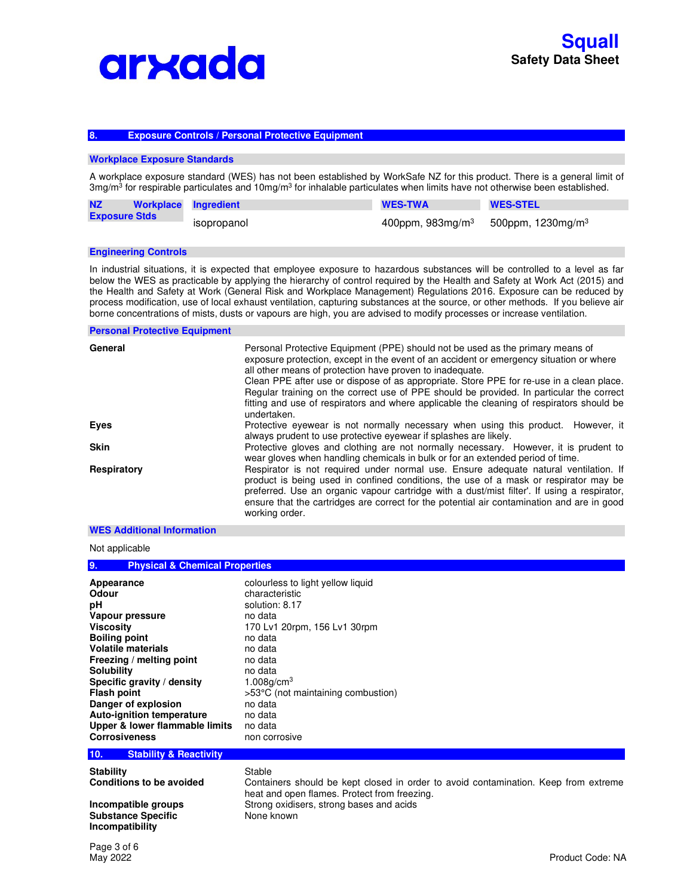## 8. Exposure Controls / Personal Protective Equipment

### Workplace Exposure Standards

A workplace exposure standard (WES) has not been established by WorkSafe NZ for this product. There is a general limit of 3mg/m$^3$ for respirable particulates and 10mg/m$^3$ for inhalable particulates when limits have not otherwise been established.

| NZ Workplace Exposure Stds | Ingredient | WES-TWA | WES-STEL |
|---|---|---|---|
| | isopropanol | 400ppm, 983mg/m$^3$ | 500ppm, 1230mg/m$^3$ |

### Engineering Controls

In industrial situations, it is expected that employee exposure to hazardous substances will be controlled to a level as far below the WES as practicable by applying the hierarchy of control required by the Health and Safety at Work Act (2015) and the Health and Safety at Work (General Risk and Workplace Management) Regulations 2016. Exposure can be reduced by process modification, use of local exhaust ventilation, capturing substances at the source, or other methods. If you believe air borne concentrations of mists, dusts or vapours are high, you are advised to modify processes or increase ventilation.

### Personal Protective Equipment

**General**
Personal Protective Equipment (PPE) should not be used as the primary means of exposure protection, except in the event of an accident or emergency situation or where all other means of protection have proven to inadequate.
Clean PPE after use or dispose of as appropriate. Store PPE for re-use in a clean place. Regular training on the correct use of PPE should be provided. In particular the correct fitting and use of respirators and where applicable the cleaning of respirators should be undertaken.

**Eyes**
Protective eyewear is not normally necessary when using this product. However, it always prudent to use protective eyewear if splashes are likely.

**Skin**
Protective gloves and clothing are not normally necessary. However, it is prudent to wear gloves when handling chemicals in bulk or for an extended period of time.

**Respiratory**
Respirator is not required under normal use. Ensure adequate natural ventilation. If product is being used in confined conditions, the use of a mask or respirator may be preferred. Use an organic vapour cartridge with a dust/mist filter'. If using a respirator, ensure that the cartridges are correct for the potential air contamination and are in good working order.

### WES Additional Information

Not applicable

## 9. Physical & Chemical Properties

| | |
|---|---|
| **Appearance** | colourless to light yellow liquid |
| **Odour** | characteristic |
| **pH** | solution: 8.17 |
| **Vapour pressure** | no data |
| **Viscosity** | 170 Lv1 20rpm, 156 Lv1 30rpm |
| **Boiling point** | no data |
| **Volatile materials** | no data |
| **Freezing / melting point** | no data |
| **Solubility** | no data |
| **Specific gravity / density** | 1.008g/cm$^3$ |
| **Flash point** | >53°C (not maintaining combustion) |
| **Danger of explosion** | no data |
| **Auto-ignition temperature** | no data |
| **Upper & lower flammable limits** | no data |
| **Corrosiveness** | non corrosive |

## 10. Stability & Reactivity

| | |
|---|---|
| **Stability** | Stable |
| **Conditions to be avoided** | Containers should be kept closed in order to avoid contamination. Keep from extreme heat and open flames. Protect from freezing. |
| **Incompatible groups** | Strong oxidisers, strong bases and acids |
| **Substance Specific Incompatibility** | None known |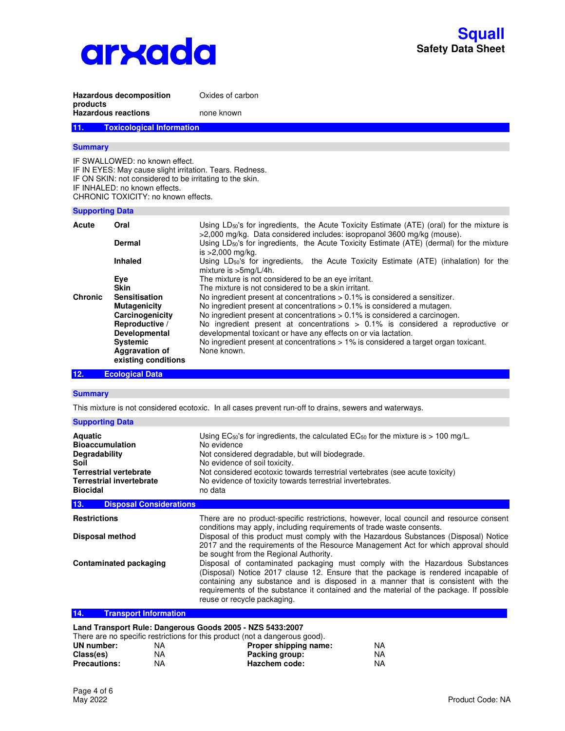| | |
|---|---|
| **Hazardous decomposition products** | Oxides of carbon |
| **Hazardous reactions** | none known |

## 11. Toxicological Information

### Summary

IF SWALLOWED: no known effect.
IF IN EYES: May cause slight irritation. Tears. Redness.
IF ON SKIN: not considered to be irritating to the skin.
IF INHALED: no known effects.
CHRONIC TOXICITY: no known effects.

### Supporting Data

| | | |
|---|---|---|
| **Acute** | **Oral** | Using $LD_{50}$'s for ingredients, the Acute Toxicity Estimate (ATE) (oral) for the mixture is >2,000 mg/kg. Data considered includes: isopropanol 3600 mg/kg (mouse). |
| | **Dermal** | Using $LD_{50}$'s for ingredients, the Acute Toxicity Estimate (ATE) (dermal) for the mixture is >2,000 mg/kg. |
| | **Inhaled** | Using $LD_{50}$'s for ingredients, the Acute Toxicity Estimate (ATE) (inhalation) for the mixture is >5mg/L/4h. |
| | **Eye** | The mixture is not considered to be an eye irritant. |
| | **Skin** | The mixture is not considered to be a skin irritant. |
| **Chronic** | **Sensitisation** | No ingredient present at concentrations > 0.1% is considered a sensitizer. |
| | **Mutagenicity** | No ingredient present at concentrations > 0.1% is considered a mutagen. |
| | **Carcinogenicity** | No ingredient present at concentrations > 0.1% is considered a carcinogen. |
| | **Reproductive / Developmental** | No ingredient present at concentrations > 0.1% is considered a reproductive or developmental toxicant or have any effects on or via lactation. |
| | **Systemic** | No ingredient present at concentrations > 1% is considered a target organ toxicant. |
| | **Aggravation of existing conditions** | None known. |

## 12. Ecological Data

### Summary

This mixture is not considered ecotoxic. In all cases prevent run-off to drains, sewers and waterways.

### Supporting Data

| | |
|---|---|
| **Aquatic** | Using $EC_{50}$'s for ingredients, the calculated $EC_{50}$ for the mixture is > 100 mg/L. |
| **Bioaccumulation** | No evidence |
| **Degradability** | Not considered degradable, but will biodegrade. |
| **Soil** | No evidence of soil toxicity. |
| **Terrestrial vertebrate** | Not considered ecotoxic towards terrestrial vertebrates (see acute toxicity) |
| **Terrestrial invertebrate** | No evidence of toxicity towards terrestrial invertebrates. |
| **Biocidal** | no data |

## 13. Disposal Considerations

| | |
|---|---|
| **Restrictions** | There are no product-specific restrictions, however, local council and resource consent conditions may apply, including requirements of trade waste consents. |
| **Disposal method** | Disposal of this product must comply with the Hazardous Substances (Disposal) Notice 2017 and the requirements of the Resource Management Act for which approval should be sought from the Regional Authority. |
| **Contaminated packaging** | Disposal of contaminated packaging must comply with the Hazardous Substances (Disposal) Notice 2017 clause 12. Ensure that the package is rendered incapable of containing any substance and is disposed in a manner that is consistent with the requirements of the substance it contained and the material of the package. If possible reuse or recycle packaging. |

## 14. Transport Information

**Land Transport Rule: Dangerous Goods 2005 - NZS 5433:2007**

There are no specific restrictions for this product (not a dangerous good).

| | | | |
|---|---|---|---|
| **UN number:** | NA | **Proper shipping name:** | NA |
| **Class(es)** | NA | **Packing group:** | NA |
| **Precautions:** | NA | **Hazchem code:** | NA |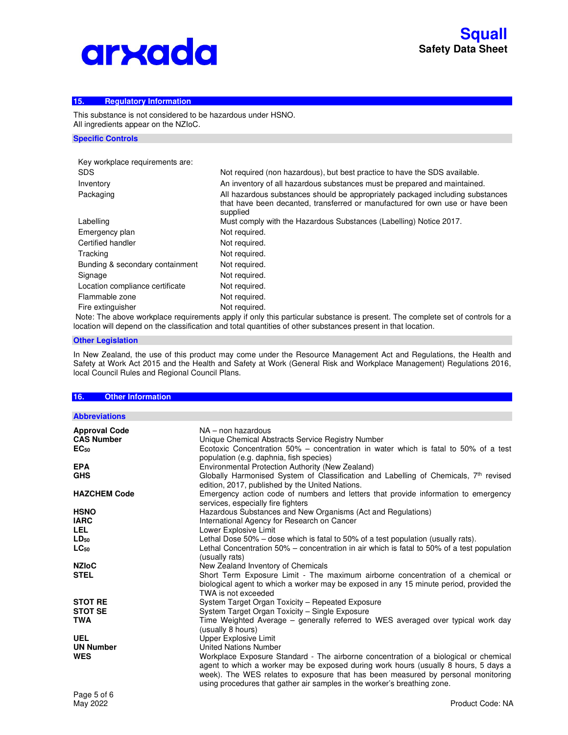## 15. Regulatory Information

This substance is not considered to be hazardous under HSNO.
All ingredients appear on the NZIoC.

### Specific Controls

Key workplace requirements are:

| | |
|---|---|
| SDS | Not required (non hazardous), but best practice to have the SDS available. |
| Inventory | An inventory of all hazardous substances must be prepared and maintained. |
| Packaging | All hazardous substances should be appropriately packaged including substances that have been decanted, transferred or manufactured for own use or have been supplied |
| Labelling | Must comply with the Hazardous Substances (Labelling) Notice 2017. |
| Emergency plan | Not required. |
| Certified handler | Not required. |
| Tracking | Not required. |
| Bunding & secondary containment | Not required. |
| Signage | Not required. |
| Location compliance certificate | Not required. |
| Flammable zone | Not required. |
| Fire extinguisher | Not required. |

Note: The above workplace requirements apply if only this particular substance is present. The complete set of controls for a location will depend on the classification and total quantities of other substances present in that location.

### Other Legislation

In New Zealand, the use of this product may come under the Resource Management Act and Regulations, the Health and Safety at Work Act 2015 and the Health and Safety at Work (General Risk and Workplace Management) Regulations 2016, local Council Rules and Regional Council Plans.

## 16. Other Information

### Abbreviations

| | |
|---|---|
| **Approval Code** | NA – non hazardous |
| **CAS Number** | Unique Chemical Abstracts Service Registry Number |
| **$EC_{50}$** | Ecotoxic Concentration 50% – concentration in water which is fatal to 50% of a test population (e.g. daphnia, fish species) |
| **EPA** | Environmental Protection Authority (New Zealand) |
| **GHS** | Globally Harmonised System of Classification and Labelling of Chemicals, 7th revised edition, 2017, published by the United Nations. |
| **HAZCHEM Code** | Emergency action code of numbers and letters that provide information to emergency services, especially fire fighters |
| **HSNO** | Hazardous Substances and New Organisms (Act and Regulations) |
| **IARC** | International Agency for Research on Cancer |
| **LEL** | Lower Explosive Limit |
| **$LD_{50}$** | Lethal Dose 50% – dose which is fatal to 50% of a test population (usually rats). |
| **$LC_{50}$** | Lethal Concentration 50% – concentration in air which is fatal to 50% of a test population (usually rats) |
| **NZIoC** | New Zealand Inventory of Chemicals |
| **STEL** | Short Term Exposure Limit - The maximum airborne concentration of a chemical or biological agent to which a worker may be exposed in any 15 minute period, provided the TWA is not exceeded |
| **STOT RE** | System Target Organ Toxicity – Repeated Exposure |
| **STOT SE** | System Target Organ Toxicity – Single Exposure |
| **TWA** | Time Weighted Average – generally referred to WES averaged over typical work day (usually 8 hours) |
| **UEL** | Upper Explosive Limit |
| **UN Number** | United Nations Number |
| **WES** | Workplace Exposure Standard - The airborne concentration of a biological or chemical agent to which a worker may be exposed during work hours (usually 8 hours, 5 days a week). The WES relates to exposure that has been measured by personal monitoring using procedures that gather air samples in the worker's breathing zone. |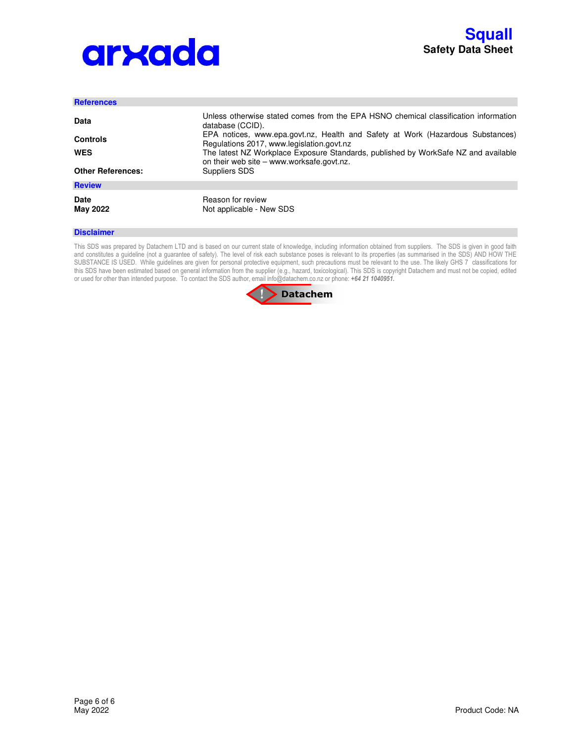## References

| | |
|---|---|
| **Data** | Unless otherwise stated comes from the EPA HSNO chemical classification information database (CCID). |
| **Controls** | EPA notices, www.epa.govt.nz, Health and Safety at Work (Hazardous Substances) Regulations 2017, www.legislation.govt.nz |
| **WES** | The latest NZ Workplace Exposure Standards, published by WorkSafe NZ and available on their web site – www.worksafe.govt.nz. |
| **Other References:** | Suppliers SDS |

## Review

| | |
|---|---|
| **Date** | Reason for review |
| **May 2022** | Not applicable - New SDS |

## Disclaimer

This SDS was prepared by Datachem LTD and is based on our current state of knowledge, including information obtained from suppliers. The SDS is given in good faith and constitutes a guideline (not a guarantee of safety). The level of risk each substance poses is relevant to its properties (as summarised in the SDS) AND HOW THE SUBSTANCE IS USED. While guidelines are given for personal protective equipment, such precautions must be relevant to the use. The likely GHS 7 classifications for this SDS have been estimated based on general information from the supplier (e.g., hazard, toxicological). This SDS is copyright Datachem and must not be copied, edited or used for other than intended purpose. To contact the SDS author, email info@datachem.co.nz or phone: ***+64 21 1040951.***

Datachem

Product Code: NA